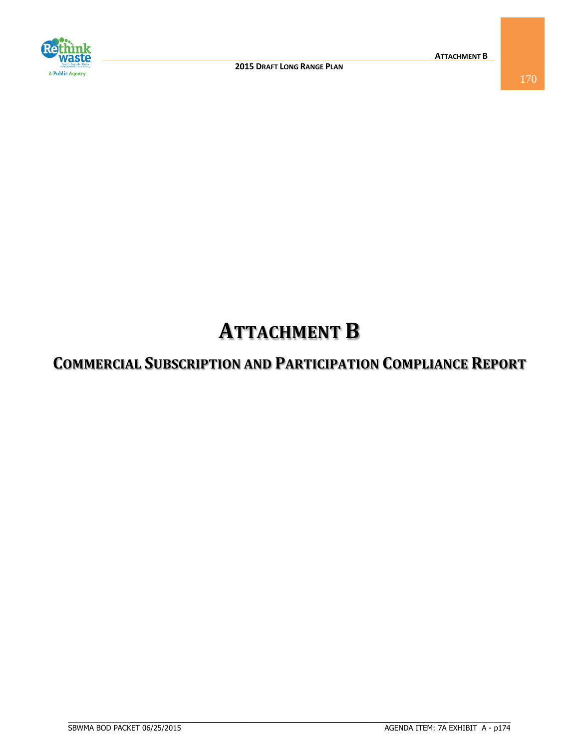# ATTACHMENT B

## COMMERCIAL SUBSCRIPTION AND PARTICIPATION COMPLIANCE REPORT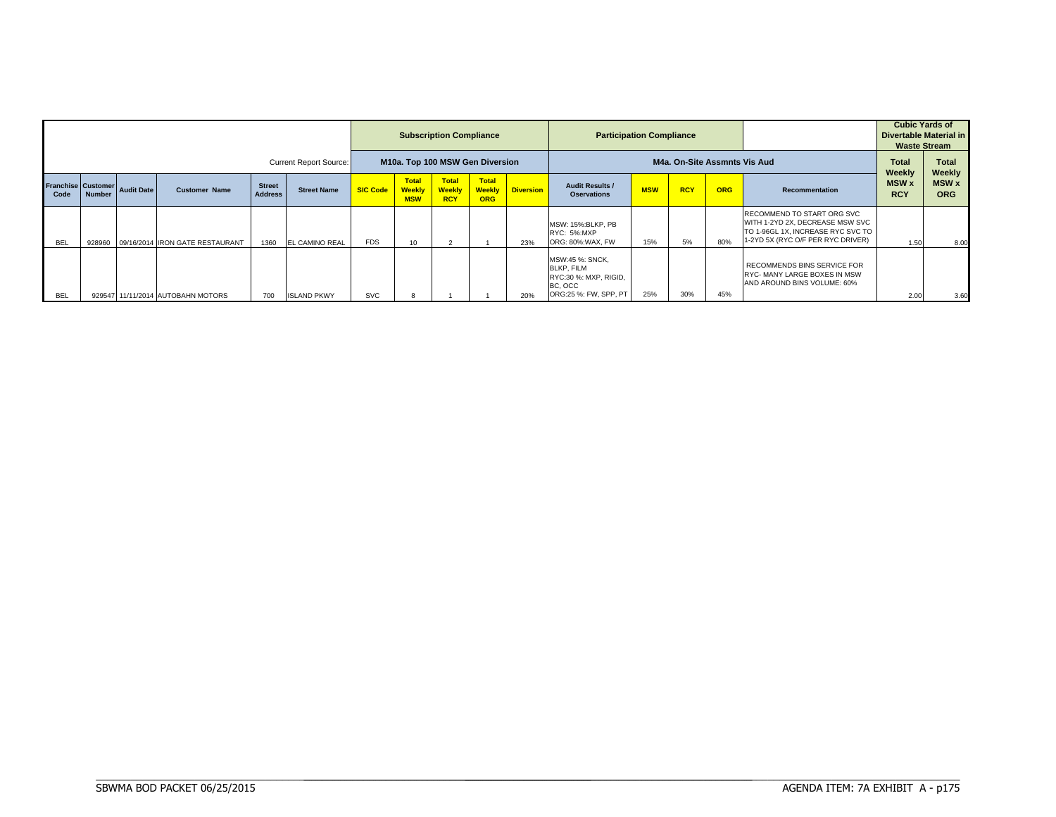| | | | | | | Subscription Compliance | | | | | Participation Compliance | | | | | Cubic Yards of Divertable Material in Waste Stream | |
|---|---|---|---|---|---|---|---|---|---|---|---|---|---|---|---|---|---|
| | | | | | Current Report Source: | M10a. Top 100 MSW Gen Diversion | | | | | M4a. On-Site Assmnts Vis Aud | | | | | | |
| Franchise Code | Customer Number | Audit Date | Customer Name | Street Address | Street Name | SIC Code | Total Weekly MSW | Total Weekly RCY | Total Weekly ORG | Diversion | Audit Results / Oservations | MSW | RCY | ORG | Recommentation | Total Weekly MSW x RCY | Total Weekly MSW x ORG |
| BEL | 928960 | 09/16/2014 | IRON GATE RESTAURANT | 1360 | EL CAMINO REAL | FDS | 10 | 2 | 1 | 23% | MSW: 15%:BLKP, PB RYC: 5%:MXP ORG: 80%:WAX, FW | 15% | 5% | 80% | RECOMMEND TO START ORG SVC WITH 1-2YD 2X, DECREASE MSW SVC TO 1-96GL 1X, INCREASE RYC SVC TO 1-2YD 5X (RYC O/F PER RYC DRIVER) | 1.50 | 8.00 |
| BEL | 929547 | 11/11/2014 | AUTOBAHN MOTORS | 700 | ISLAND PKWY | SVC | 8 | 1 | 1 | 20% | MSW:45 %: SNCK, BLKP, FILM RYC:30 %: MXP, RIGID, BC, OCC ORG:25 %: FW, SPP, PT | 25% | 30% | 45% | RECOMMENDS BINS SERVICE FOR RYC- MANY LARGE BOXES IN MSW AND AROUND BINS VOLUME: 60% | 2.00 | 3.60 |